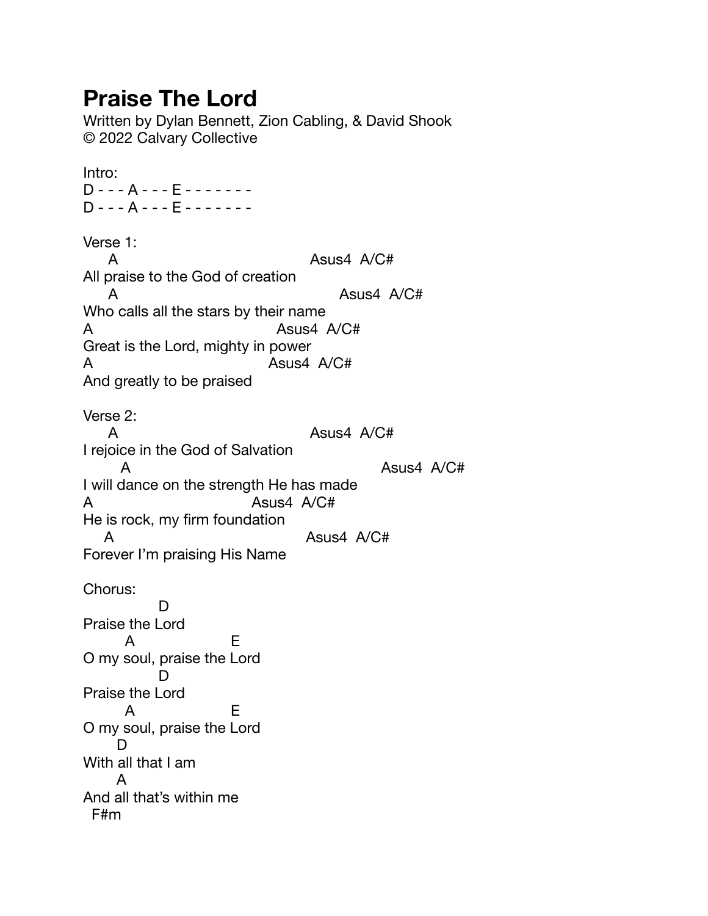# Praise The Lord

Written by Dylan Bennett, Zion Cabling, & David Shook
© 2022 Calvary Collective

```
Intro:
D - - - A - - - E - - - - - - -
D - - - A - - - E - - - - - - -

Verse 1:
    A                              Asus4  A/C#
All praise to the God of creation
    A                                  Asus4  A/C#
Who calls all the stars by their name
A                              Asus4  A/C#
Great is the Lord, mighty in power
A                            Asus4  A/C#
And greatly to be praised

Verse 2:
    A                              Asus4  A/C#
I rejoice in the God of Salvation
      A                                      Asus4  A/C#
I will dance on the strength He has made
A                           Asus4  A/C#
He is rock, my firm foundation
   A                              Asus4  A/C#
Forever I'm praising His Name

Chorus:
           D
Praise the Lord
      A             E
O my soul, praise the Lord
           D
Praise the Lord
      A             E
O my soul, praise the Lord
     D
With all that I am
     A
And all that's within me
 F#m
```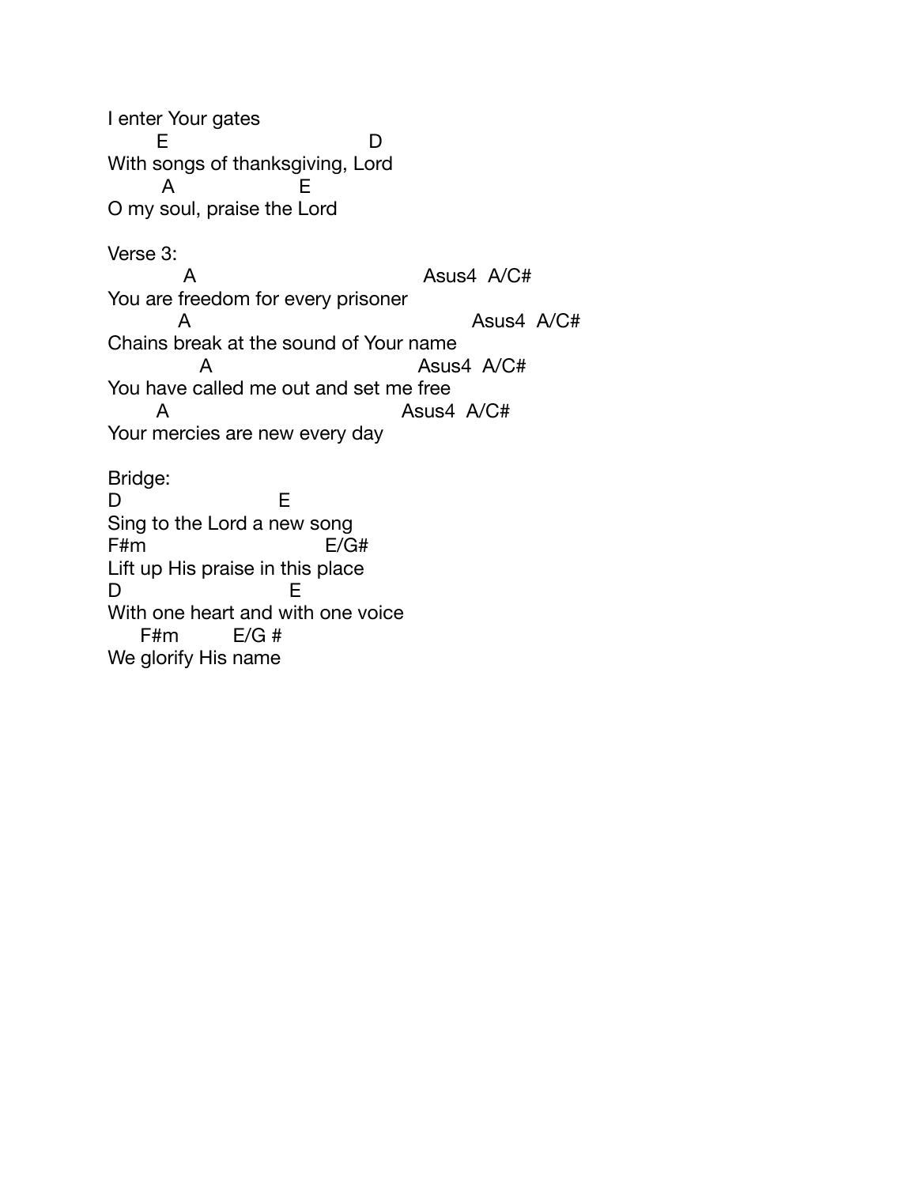```
I enter Your gates
        E                              D
With songs of thanksgiving, Lord
         A                    E
O my soul, praise the Lord

Verse 3:
           A                                   Asus4  A/C#
You are freedom for every prisoner
          A                                          Asus4  A/C#
Chains break at the sound of Your name
              A                                Asus4  A/C#
You have called me out and set me free
        A                                  Asus4  A/C#
Your mercies are new every day

Bridge:
D                          E
Sing to the Lord a new song
F#m                            E/G#
Lift up His praise in this place
D                              E
With one heart and with one voice
      F#m         E/G #
We glorify His name
```